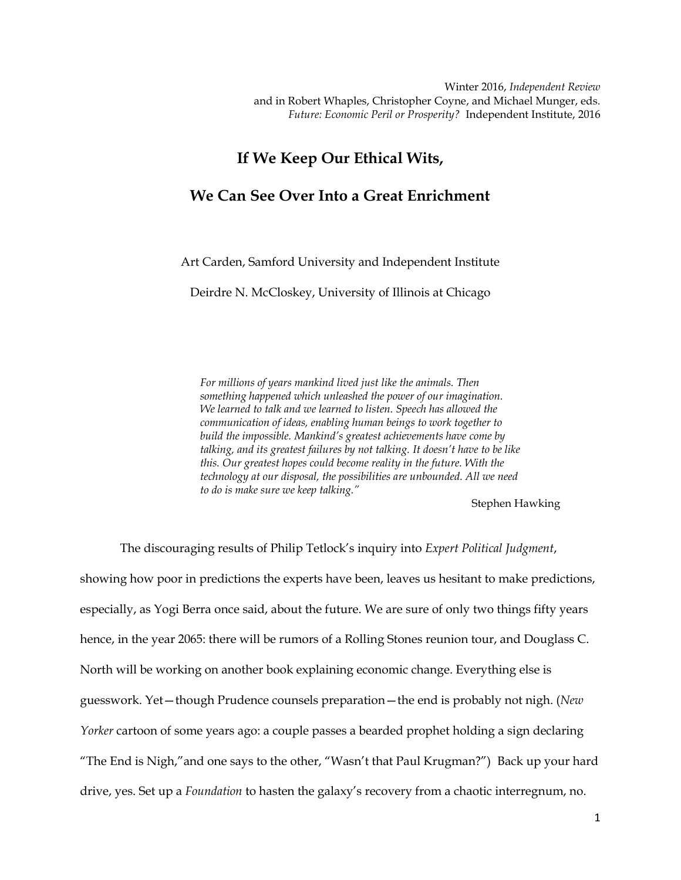Winter 2016, *Independent Review*
and in Robert Whaples, Christopher Coyne, and Michael Munger, eds.
*Future: Economic Peril or Prosperity?* Independent Institute, 2016

# If We Keep Our Ethical Wits,

# We Can See Over Into a Great Enrichment

Art Carden, Samford University and Independent Institute

Deirdre N. McCloskey, University of Illinois at Chicago

> *For millions of years mankind lived just like the animals. Then something happened which unleashed the power of our imagination. We learned to talk and we learned to listen. Speech has allowed the communication of ideas, enabling human beings to work together to build the impossible. Mankind's greatest achievements have come by talking, and its greatest failures by not talking. It doesn't have to be like this. Our greatest hopes could become reality in the future. With the technology at our disposal, the possibilities are unbounded. All we need to do is make sure we keep talking."*
>
> Stephen Hawking

The discouraging results of Philip Tetlock's inquiry into *Expert Political Judgment*, showing how poor in predictions the experts have been, leaves us hesitant to make predictions, especially, as Yogi Berra once said, about the future. We are sure of only two things fifty years hence, in the year 2065: there will be rumors of a Rolling Stones reunion tour, and Douglass C. North will be working on another book explaining economic change. Everything else is guesswork. Yet—though Prudence counsels preparation—the end is probably not nigh. (*New Yorker* cartoon of some years ago: a couple passes a bearded prophet holding a sign declaring "The End is Nigh,"and one says to the other, "Wasn't that Paul Krugman?") Back up your hard drive, yes. Set up a *Foundation* to hasten the galaxy's recovery from a chaotic interregnum, no.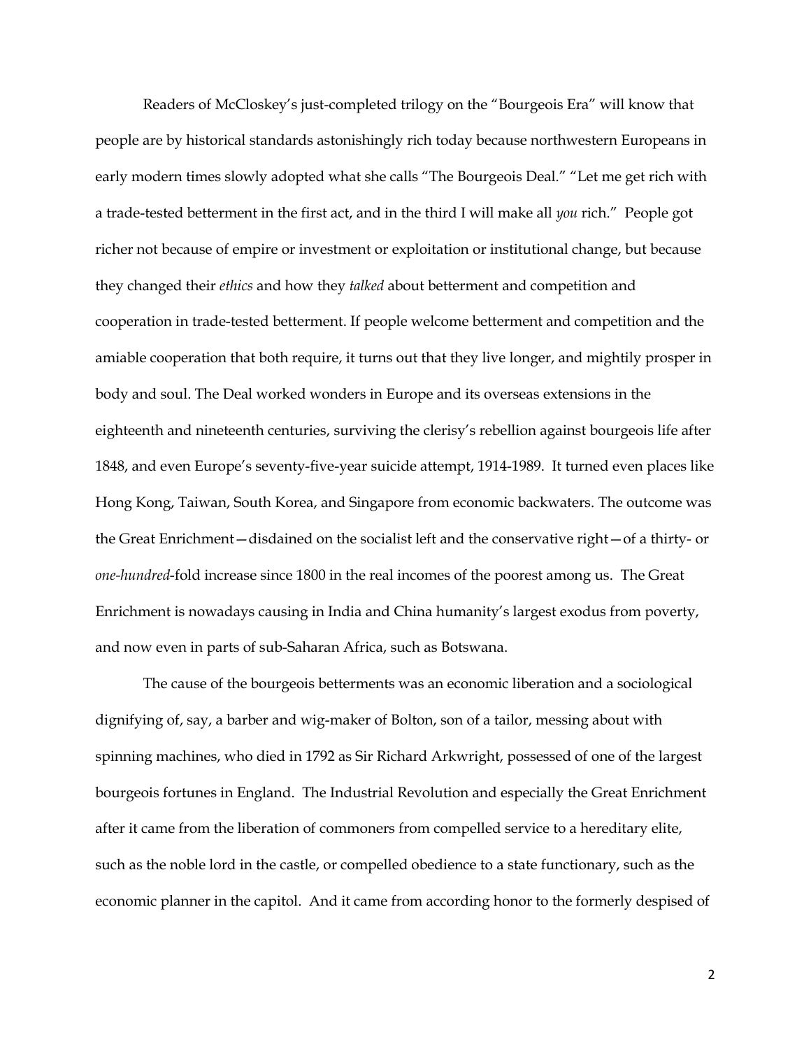Readers of McCloskey's just-completed trilogy on the "Bourgeois Era" will know that people are by historical standards astonishingly rich today because northwestern Europeans in early modern times slowly adopted what she calls "The Bourgeois Deal." "Let me get rich with a trade-tested betterment in the first act, and in the third I will make all *you* rich." People got richer not because of empire or investment or exploitation or institutional change, but because they changed their *ethics* and how they *talked* about betterment and competition and cooperation in trade-tested betterment. If people welcome betterment and competition and the amiable cooperation that both require, it turns out that they live longer, and mightily prosper in body and soul. The Deal worked wonders in Europe and its overseas extensions in the eighteenth and nineteenth centuries, surviving the clerisy's rebellion against bourgeois life after 1848, and even Europe's seventy-five-year suicide attempt, 1914-1989. It turned even places like Hong Kong, Taiwan, South Korea, and Singapore from economic backwaters. The outcome was the Great Enrichment—disdained on the socialist left and the conservative right—of a thirty- or *one-hundred*-fold increase since 1800 in the real incomes of the poorest among us. The Great Enrichment is nowadays causing in India and China humanity's largest exodus from poverty, and now even in parts of sub-Saharan Africa, such as Botswana.

The cause of the bourgeois betterments was an economic liberation and a sociological dignifying of, say, a barber and wig-maker of Bolton, son of a tailor, messing about with spinning machines, who died in 1792 as Sir Richard Arkwright, possessed of one of the largest bourgeois fortunes in England. The Industrial Revolution and especially the Great Enrichment after it came from the liberation of commoners from compelled service to a hereditary elite, such as the noble lord in the castle, or compelled obedience to a state functionary, such as the economic planner in the capitol. And it came from according honor to the formerly despised of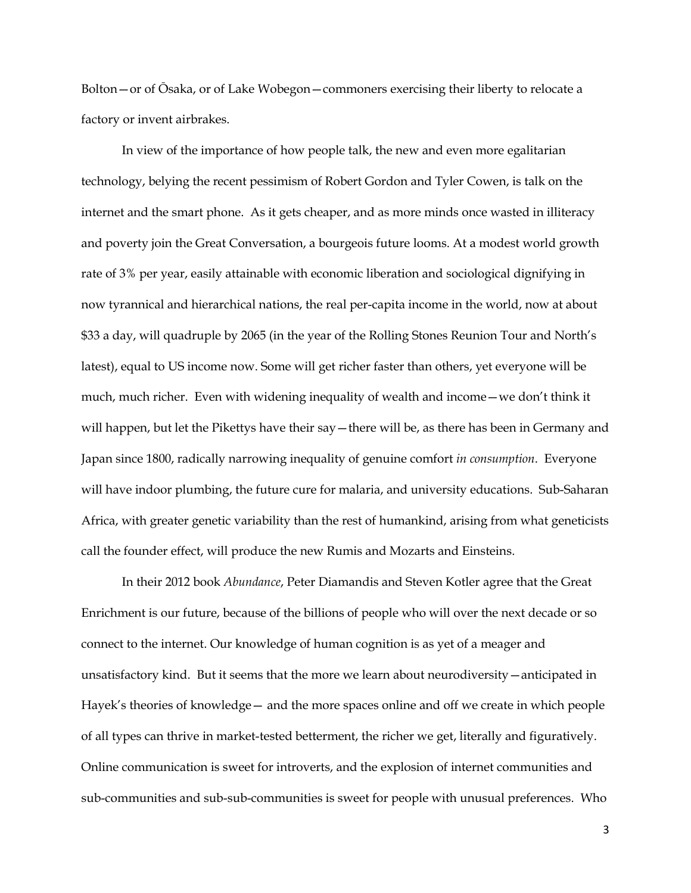Bolton—or of Ōsaka, or of Lake Wobegon—commoners exercising their liberty to relocate a factory or invent airbrakes.

In view of the importance of how people talk, the new and even more egalitarian technology, belying the recent pessimism of Robert Gordon and Tyler Cowen, is talk on the internet and the smart phone. As it gets cheaper, and as more minds once wasted in illiteracy and poverty join the Great Conversation, a bourgeois future looms. At a modest world growth rate of 3% per year, easily attainable with economic liberation and sociological dignifying in now tyrannical and hierarchical nations, the real per-capita income in the world, now at about $33 a day, will quadruple by 2065 (in the year of the Rolling Stones Reunion Tour and North's latest), equal to US income now. Some will get richer faster than others, yet everyone will be much, much richer. Even with widening inequality of wealth and income—we don't think it will happen, but let the Pikettys have their say—there will be, as there has been in Germany and Japan since 1800, radically narrowing inequality of genuine comfort *in consumption*. Everyone will have indoor plumbing, the future cure for malaria, and university educations. Sub-Saharan Africa, with greater genetic variability than the rest of humankind, arising from what geneticists call the founder effect, will produce the new Rumis and Mozarts and Einsteins.

In their 2012 book *Abundance*, Peter Diamandis and Steven Kotler agree that the Great Enrichment is our future, because of the billions of people who will over the next decade or so connect to the internet. Our knowledge of human cognition is as yet of a meager and unsatisfactory kind. But it seems that the more we learn about neurodiversity—anticipated in Hayek's theories of knowledge— and the more spaces online and off we create in which people of all types can thrive in market-tested betterment, the richer we get, literally and figuratively. Online communication is sweet for introverts, and the explosion of internet communities and sub-communities and sub-sub-communities is sweet for people with unusual preferences. Who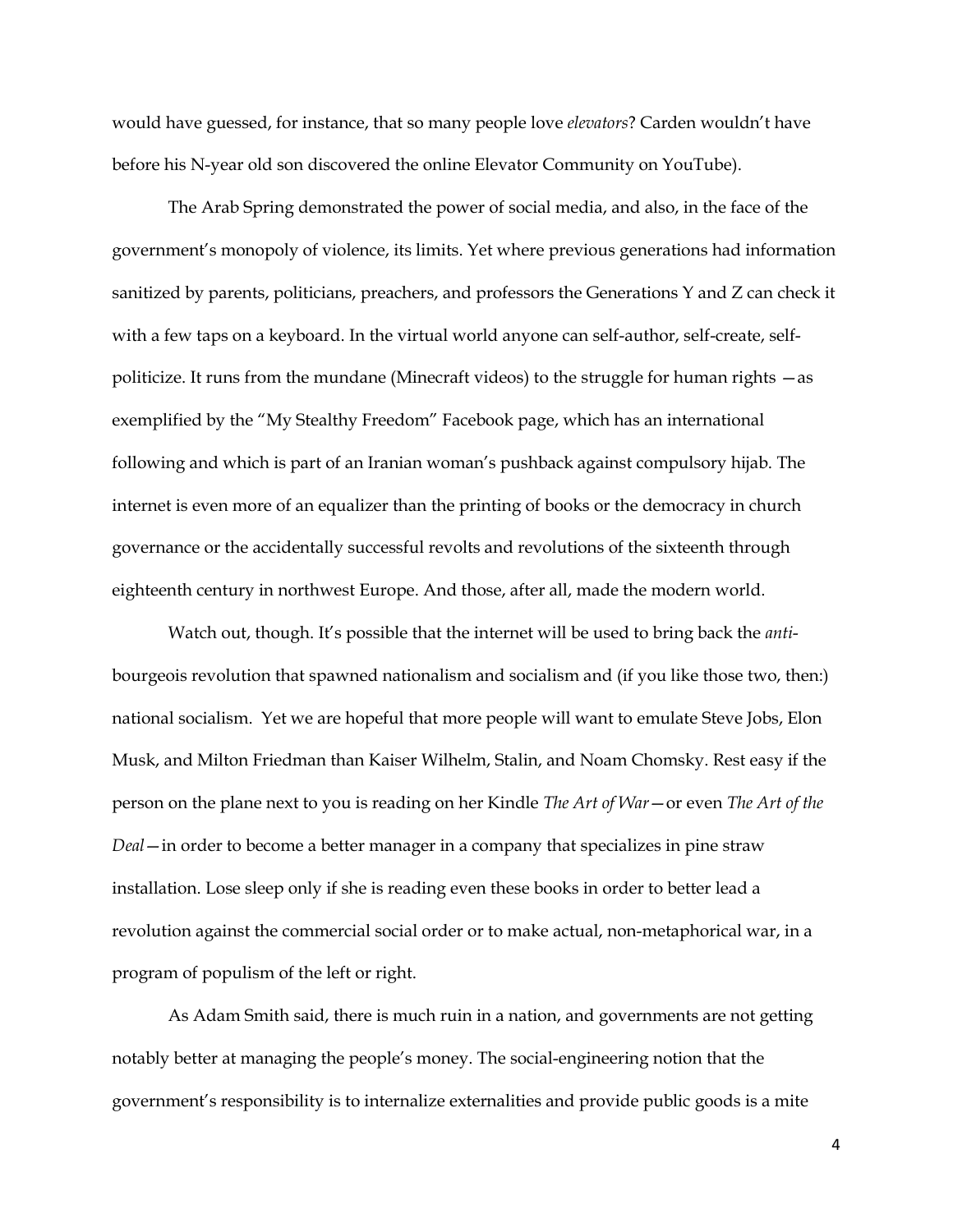would have guessed, for instance, that so many people love *elevators*? Carden wouldn't have before his N-year old son discovered the online Elevator Community on YouTube).

The Arab Spring demonstrated the power of social media, and also, in the face of the government's monopoly of violence, its limits. Yet where previous generations had information sanitized by parents, politicians, preachers, and professors the Generations Y and Z can check it with a few taps on a keyboard. In the virtual world anyone can self-author, self-create, self-politicize. It runs from the mundane (Minecraft videos) to the struggle for human rights —as exemplified by the "My Stealthy Freedom" Facebook page, which has an international following and which is part of an Iranian woman's pushback against compulsory hijab. The internet is even more of an equalizer than the printing of books or the democracy in church governance or the accidentally successful revolts and revolutions of the sixteenth through eighteenth century in northwest Europe. And those, after all, made the modern world.

Watch out, though. It's possible that the internet will be used to bring back the *anti*-bourgeois revolution that spawned nationalism and socialism and (if you like those two, then:) national socialism. Yet we are hopeful that more people will want to emulate Steve Jobs, Elon Musk, and Milton Friedman than Kaiser Wilhelm, Stalin, and Noam Chomsky. Rest easy if the person on the plane next to you is reading on her Kindle *The Art of War*—or even *The Art of the Deal*—in order to become a better manager in a company that specializes in pine straw installation. Lose sleep only if she is reading even these books in order to better lead a revolution against the commercial social order or to make actual, non-metaphorical war, in a program of populism of the left or right.

As Adam Smith said, there is much ruin in a nation, and governments are not getting notably better at managing the people's money. The social-engineering notion that the government's responsibility is to internalize externalities and provide public goods is a mite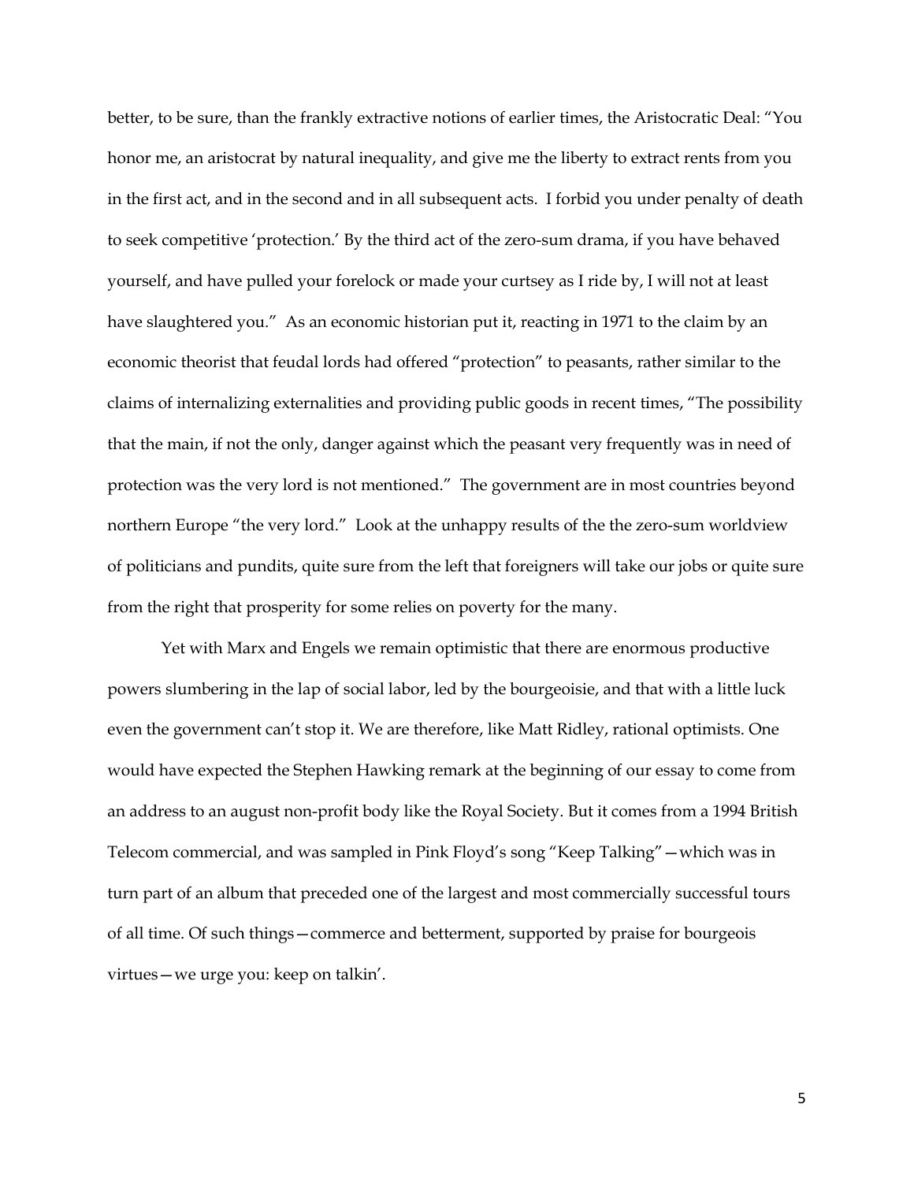better, to be sure, than the frankly extractive notions of earlier times, the Aristocratic Deal: "You honor me, an aristocrat by natural inequality, and give me the liberty to extract rents from you in the first act, and in the second and in all subsequent acts. I forbid you under penalty of death to seek competitive 'protection.' By the third act of the zero-sum drama, if you have behaved yourself, and have pulled your forelock or made your curtsey as I ride by, I will not at least have slaughtered you." As an economic historian put it, reacting in 1971 to the claim by an economic theorist that feudal lords had offered "protection" to peasants, rather similar to the claims of internalizing externalities and providing public goods in recent times, "The possibility that the main, if not the only, danger against which the peasant very frequently was in need of protection was the very lord is not mentioned." The government are in most countries beyond northern Europe "the very lord." Look at the unhappy results of the the zero-sum worldview of politicians and pundits, quite sure from the left that foreigners will take our jobs or quite sure from the right that prosperity for some relies on poverty for the many.

Yet with Marx and Engels we remain optimistic that there are enormous productive powers slumbering in the lap of social labor, led by the bourgeoisie, and that with a little luck even the government can't stop it. We are therefore, like Matt Ridley, rational optimists. One would have expected the Stephen Hawking remark at the beginning of our essay to come from an address to an august non-profit body like the Royal Society. But it comes from a 1994 British Telecom commercial, and was sampled in Pink Floyd's song "Keep Talking"—which was in turn part of an album that preceded one of the largest and most commercially successful tours of all time. Of such things—commerce and betterment, supported by praise for bourgeois virtues—we urge you: keep on talkin'.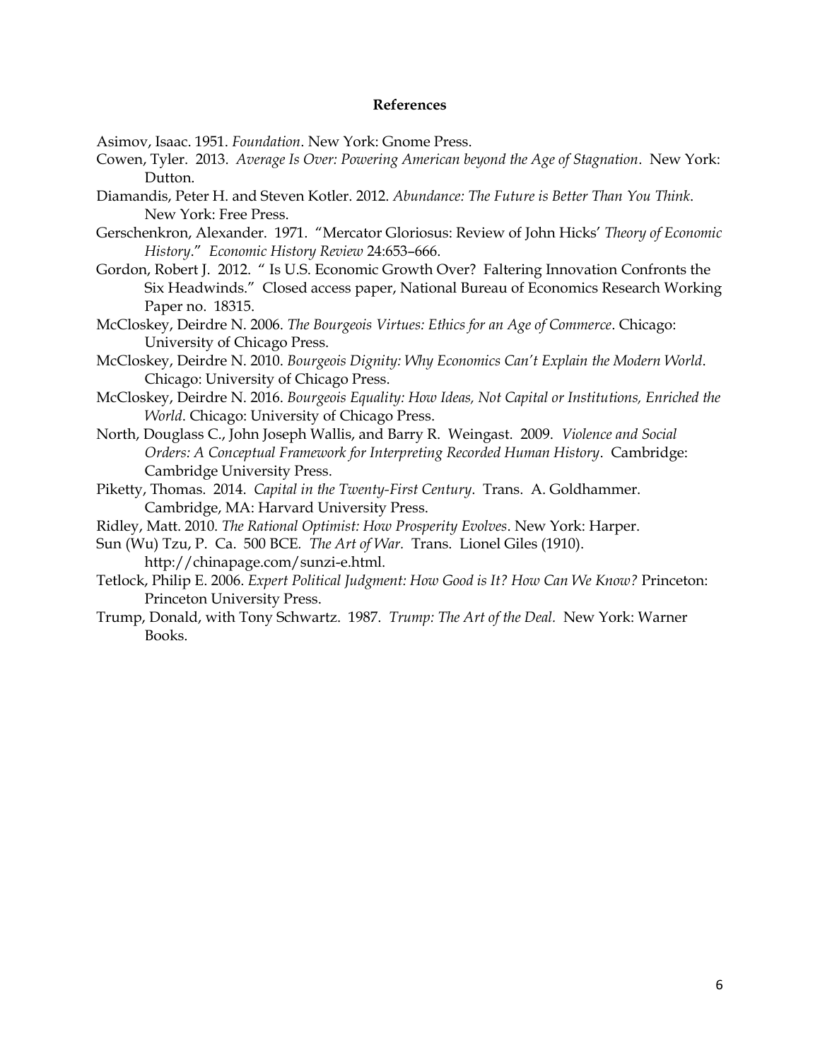**References**

Asimov, Isaac. 1951. *Foundation*. New York: Gnome Press.

Cowen, Tyler. 2013. *Average Is Over: Powering American beyond the Age of Stagnation*. New York: Dutton.

Diamandis, Peter H. and Steven Kotler. 2012. *Abundance: The Future is Better Than You Think*. New York: Free Press.

Gerschenkron, Alexander. 1971. "Mercator Gloriosus: Review of John Hicks' *Theory of Economic History*." *Economic History Review* 24:653–666.

Gordon, Robert J. 2012. " Is U.S. Economic Growth Over? Faltering Innovation Confronts the Six Headwinds." Closed access paper, National Bureau of Economics Research Working Paper no. 18315.

McCloskey, Deirdre N. 2006. *The Bourgeois Virtues: Ethics for an Age of Commerce*. Chicago: University of Chicago Press.

McCloskey, Deirdre N. 2010. *Bourgeois Dignity: Why Economics Can't Explain the Modern World*. Chicago: University of Chicago Press.

McCloskey, Deirdre N. 2016. *Bourgeois Equality: How Ideas, Not Capital or Institutions, Enriched the World*. Chicago: University of Chicago Press.

North, Douglass C., John Joseph Wallis, and Barry R. Weingast. 2009. *Violence and Social Orders: A Conceptual Framework for Interpreting Recorded Human History*. Cambridge: Cambridge University Press.

Piketty, Thomas. 2014. *Capital in the Twenty-First Century*. Trans. A. Goldhammer. Cambridge, MA: Harvard University Press.

Ridley, Matt. 2010. *The Rational Optimist: How Prosperity Evolves*. New York: Harper.

Sun (Wu) Tzu, P. Ca. 500 BCE. *The Art of War*. Trans. Lionel Giles (1910). http://chinapage.com/sunzi-e.html.

Tetlock, Philip E. 2006. *Expert Political Judgment: How Good is It? How Can We Know?* Princeton: Princeton University Press.

Trump, Donald, with Tony Schwartz. 1987. *Trump: The Art of the Deal.* New York: Warner Books.